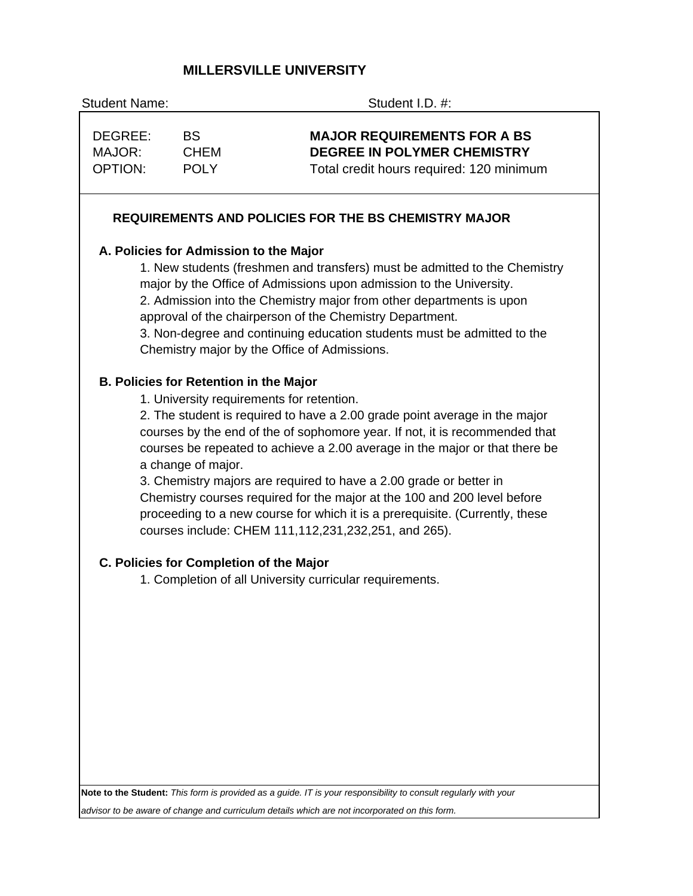# MILLERSVILLE UNIVERSITY

Student Name: Student I.D. #:

| DEGREE: | BS | **MAJOR REQUIREMENTS FOR A BS** |
| --- | --- | --- |
| MAJOR: | CHEM | **DEGREE IN POLYMER CHEMISTRY** |
| OPTION: | POLY | Total credit hours required: 120 minimum |

## REQUIREMENTS AND POLICIES FOR THE BS CHEMISTRY MAJOR

### A. Policies for Admission to the Major

1. New students (freshmen and transfers) must be admitted to the Chemistry major by the Office of Admissions upon admission to the University.
2. Admission into the Chemistry major from other departments is upon approval of the chairperson of the Chemistry Department.
3. Non-degree and continuing education students must be admitted to the Chemistry major by the Office of Admissions.

### B. Policies for Retention in the Major

1. University requirements for retention.
2. The student is required to have a 2.00 grade point average in the major courses by the end of the of sophomore year. If not, it is recommended that courses be repeated to achieve a 2.00 average in the major or that there be a change of major.
3. Chemistry majors are required to have a 2.00 grade or better in Chemistry courses required for the major at the 100 and 200 level before proceeding to a new course for which it is a prerequisite. (Currently, these courses include: CHEM 111,112,231,232,251, and 265).

### C. Policies for Completion of the Major

1. Completion of all University curricular requirements.

**Note to the Student:** *This form is provided as a guide. IT is your responsibility to consult regularly with your advisor to be aware of change and curriculum details which are not incorporated on this form.*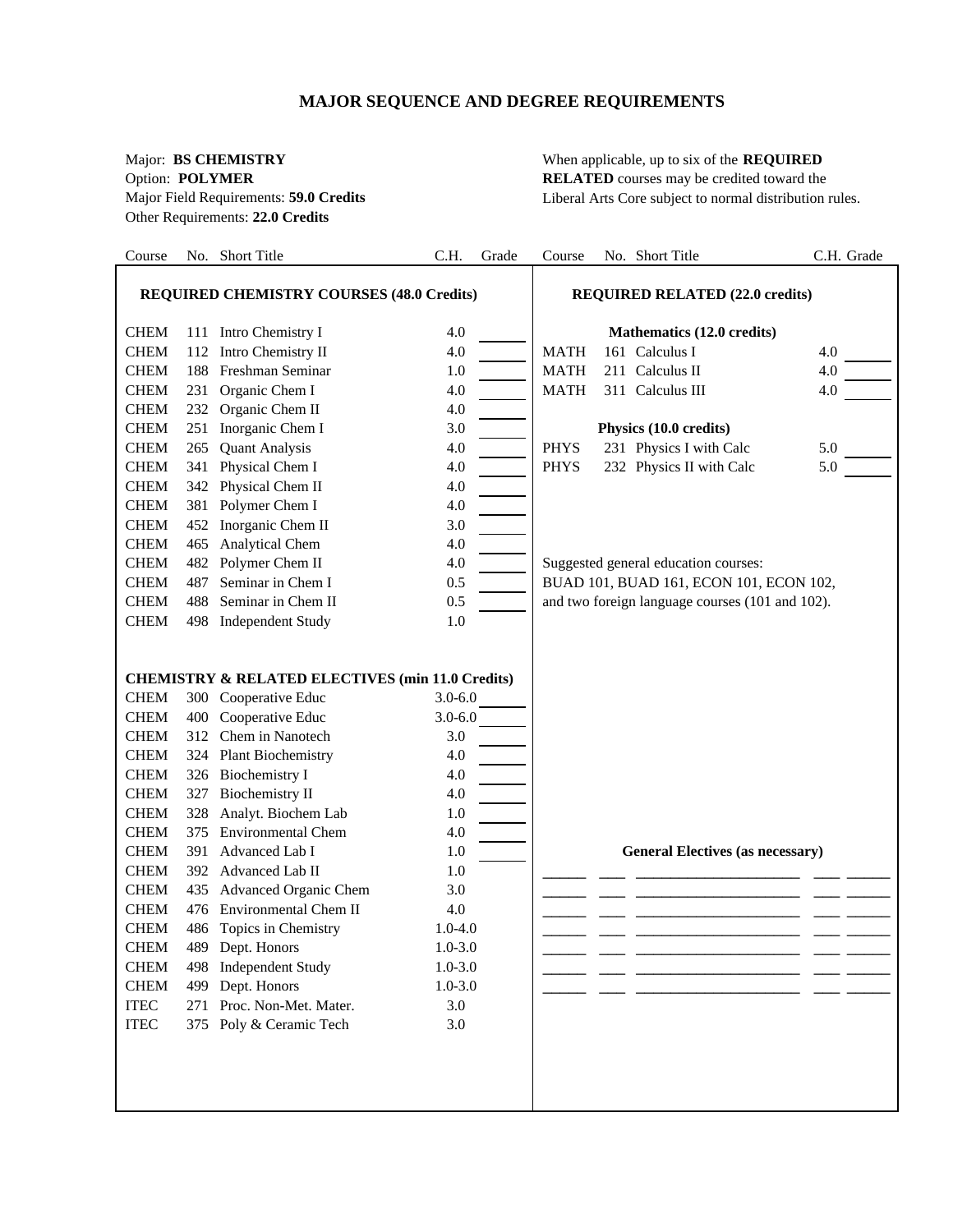# MAJOR SEQUENCE AND DEGREE REQUIREMENTS

Major: **BS CHEMISTRY**
Option: **POLYMER**
Major Field Requirements: **59.0 Credits**
Other Requirements: **22.0 Credits**

When applicable, up to six of the **REQUIRED RELATED** courses may be credited toward the Liberal Arts Core subject to normal distribution rules.

## REQUIRED CHEMISTRY COURSES (48.0 Credits)

| Course | No. | Short Title | C.H. | Grade |
|---|---|---|---|---|
| CHEM | 111 | Intro Chemistry I | 4.0 | |
| CHEM | 112 | Intro Chemistry II | 4.0 | |
| CHEM | 188 | Freshman Seminar | 1.0 | |
| CHEM | 231 | Organic Chem I | 4.0 | |
| CHEM | 232 | Organic Chem II | 4.0 | |
| CHEM | 251 | Inorganic Chem I | 3.0 | |
| CHEM | 265 | Quant Analysis | 4.0 | |
| CHEM | 341 | Physical Chem I | 4.0 | |
| CHEM | 342 | Physical Chem II | 4.0 | |
| CHEM | 381 | Polymer Chem I | 4.0 | |
| CHEM | 452 | Inorganic Chem II | 3.0 | |
| CHEM | 465 | Analytical Chem | 4.0 | |
| CHEM | 482 | Polymer Chem II | 4.0 | |
| CHEM | 487 | Seminar in Chem I | 0.5 | |
| CHEM | 488 | Seminar in Chem II | 0.5 | |
| CHEM | 498 | Independent Study | 1.0 | |

## CHEMISTRY & RELATED ELECTIVES (min 11.0 Credits)

| Course | No. | Short Title | C.H. | Grade |
|---|---|---|---|---|
| CHEM | 300 | Cooperative Educ | 3.0-6.0 | |
| CHEM | 400 | Cooperative Educ | 3.0-6.0 | |
| CHEM | 312 | Chem in Nanotech | 3.0 | |
| CHEM | 324 | Plant Biochemistry | 4.0 | |
| CHEM | 326 | Biochemistry I | 4.0 | |
| CHEM | 327 | Biochemistry II | 4.0 | |
| CHEM | 328 | Analyt. Biochem Lab | 1.0 | |
| CHEM | 375 | Environmental Chem | 4.0 | |
| CHEM | 391 | Advanced Lab I | 1.0 | |
| CHEM | 392 | Advanced Lab II | 1.0 | |
| CHEM | 435 | Advanced Organic Chem | 3.0 | |
| CHEM | 476 | Environmental Chem II | 4.0 | |
| CHEM | 486 | Topics in Chemistry | 1.0-4.0 | |
| CHEM | 489 | Dept. Honors | 1.0-3.0 | |
| CHEM | 498 | Independent Study | 1.0-3.0 | |
| CHEM | 499 | Dept. Honors | 1.0-3.0 | |
| ITEC | 271 | Proc. Non-Met. Mater. | 3.0 | |
| ITEC | 375 | Poly & Ceramic Tech | 3.0 | |

## REQUIRED RELATED (22.0 credits)

### Mathematics (12.0 credits)

| Course | No. | Short Title | C.H. | Grade |
|---|---|---|---|---|
| MATH | 161 | Calculus I | 4.0 | |
| MATH | 211 | Calculus II | 4.0 | |
| MATH | 311 | Calculus III | 4.0 | |

### Physics (10.0 credits)

| Course | No. | Short Title | C.H. | Grade |
|---|---|---|---|---|
| PHYS | 231 | Physics I with Calc | 5.0 | |
| PHYS | 232 | Physics II with Calc | 5.0 | |

Suggested general education courses: BUAD 101, BUAD 161, ECON 101, ECON 102, and two foreign language courses (101 and 102).

## General Electives (as necessary)

| Course | No. | Short Title | C.H. | Grade |
|---|---|---|---|---|
| | | | | |
| | | | | |
| | | | | |
| | | | | |
| | | | | |
| | | | | |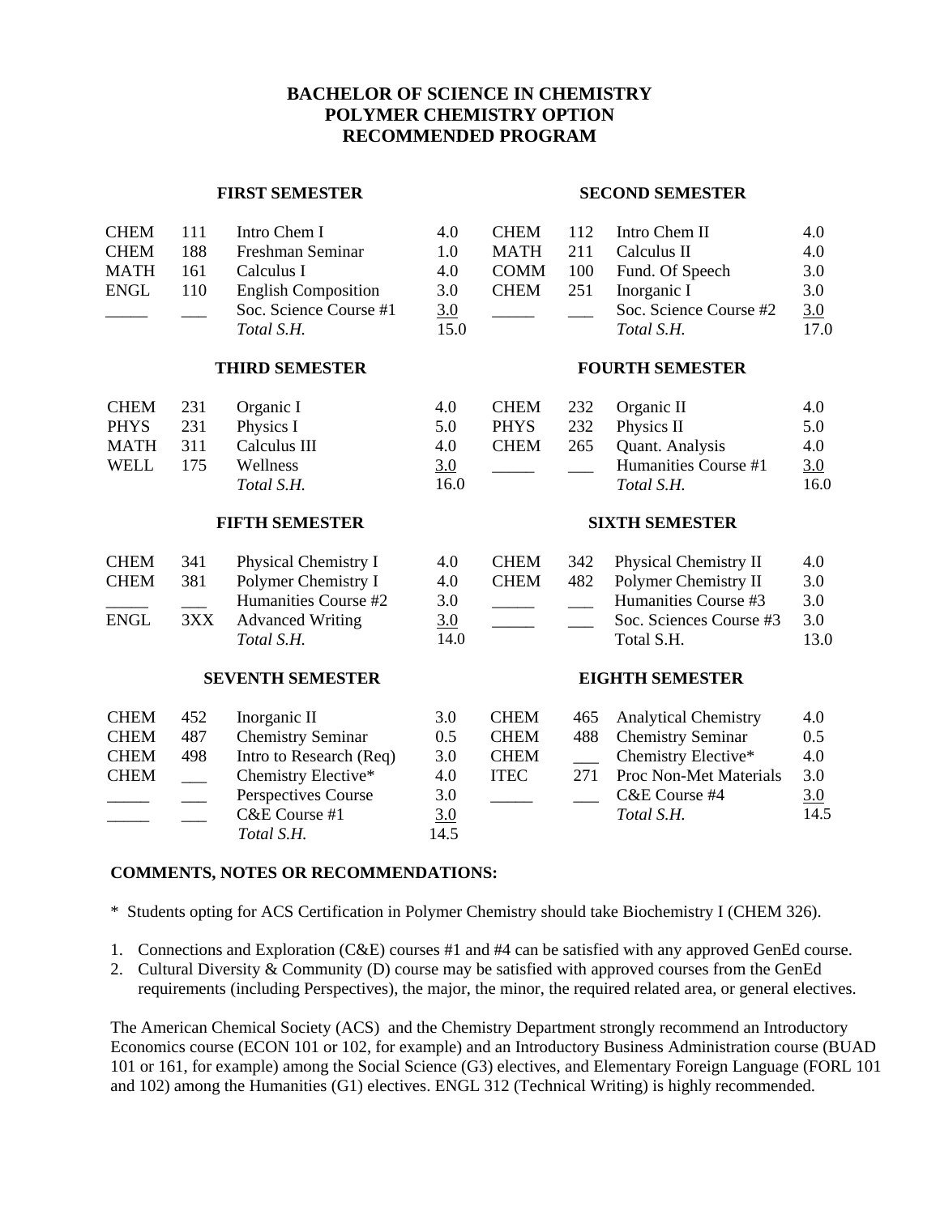# BACHELOR OF SCIENCE IN CHEMISTRY
# POLYMER CHEMISTRY OPTION
# RECOMMENDED PROGRAM

### FIRST SEMESTER

| | | | |
|---|---|---|---|
| CHEM | 111 | Intro Chem I | 4.0 |
| CHEM | 188 | Freshman Seminar | 1.0 |
| MATH | 161 | Calculus I | 4.0 |
| ENGL | 110 | English Composition | 3.0 |
| _____ | ___ | Soc. Science Course #1 | 3.0 |
| | | *Total S.H.* | 15.0 |

### SECOND SEMESTER

| | | | |
|---|---|---|---|
| CHEM | 112 | Intro Chem II | 4.0 |
| MATH | 211 | Calculus II | 4.0 |
| COMM | 100 | Fund. Of Speech | 3.0 |
| CHEM | 251 | Inorganic I | 3.0 |
| _____ | ___ | Soc. Science Course #2 | 3.0 |
| | | *Total S.H.* | 17.0 |

### THIRD SEMESTER

| | | | |
|---|---|---|---|
| CHEM | 231 | Organic I | 4.0 |
| PHYS | 231 | Physics I | 5.0 |
| MATH | 311 | Calculus III | 4.0 |
| WELL | 175 | Wellness | 3.0 |
| | | *Total S.H.* | 16.0 |

### FOURTH SEMESTER

| | | | |
|---|---|---|---|
| CHEM | 232 | Organic II | 4.0 |
| PHYS | 232 | Physics II | 5.0 |
| CHEM | 265 | Quant. Analysis | 4.0 |
| _____ | ___ | Humanities Course #1 | 3.0 |
| | | *Total S.H.* | 16.0 |

### FIFTH SEMESTER

| | | | |
|---|---|---|---|
| CHEM | 341 | Physical Chemistry I | 4.0 |
| CHEM | 381 | Polymer Chemistry I | 4.0 |
| _____ | ___ | Humanities Course #2 | 3.0 |
| ENGL | 3XX | Advanced Writing | 3.0 |
| | | *Total S.H.* | 14.0 |

### SIXTH SEMESTER

| | | | |
|---|---|---|---|
| CHEM | 342 | Physical Chemistry II | 4.0 |
| CHEM | 482 | Polymer Chemistry II | 3.0 |
| _____ | ___ | Humanities Course #3 | 3.0 |
| _____ | ___ | Soc. Sciences Course #3 | 3.0 |
| | | Total S.H. | 13.0 |

### SEVENTH SEMESTER

| | | | |
|---|---|---|---|
| CHEM | 452 | Inorganic II | 3.0 |
| CHEM | 487 | Chemistry Seminar | 0.5 |
| CHEM | 498 | Intro to Research (Req) | 3.0 |
| CHEM | ___ | Chemistry Elective* | 4.0 |
| _____ | ___ | Perspectives Course | 3.0 |
| _____ | ___ | C&E Course #1 | 3.0 |
| | | *Total S.H.* | 14.5 |

### EIGHTH SEMESTER

| | | | |
|---|---|---|---|
| CHEM | 465 | Analytical Chemistry | 4.0 |
| CHEM | 488 | Chemistry Seminar | 0.5 |
| CHEM | ___ | Chemistry Elective* | 4.0 |
| ITEC | 271 | Proc Non-Met Materials | 3.0 |
| _____ | ___ | C&E Course #4 | 3.0 |
| | | *Total S.H.* | 14.5 |

**COMMENTS, NOTES OR RECOMMENDATIONS:**

\* Students opting for ACS Certification in Polymer Chemistry should take Biochemistry I (CHEM 326).

1. Connections and Exploration (C&E) courses #1 and #4 can be satisfied with any approved GenEd course.
2. Cultural Diversity & Community (D) course may be satisfied with approved courses from the GenEd requirements (including Perspectives), the major, the minor, the required related area, or general electives.

The American Chemical Society (ACS) and the Chemistry Department strongly recommend an Introductory Economics course (ECON 101 or 102, for example) and an Introductory Business Administration course (BUAD 101 or 161, for example) among the Social Science (G3) electives, and Elementary Foreign Language (FORL 101 and 102) among the Humanities (G1) electives. ENGL 312 (Technical Writing) is highly recommended.